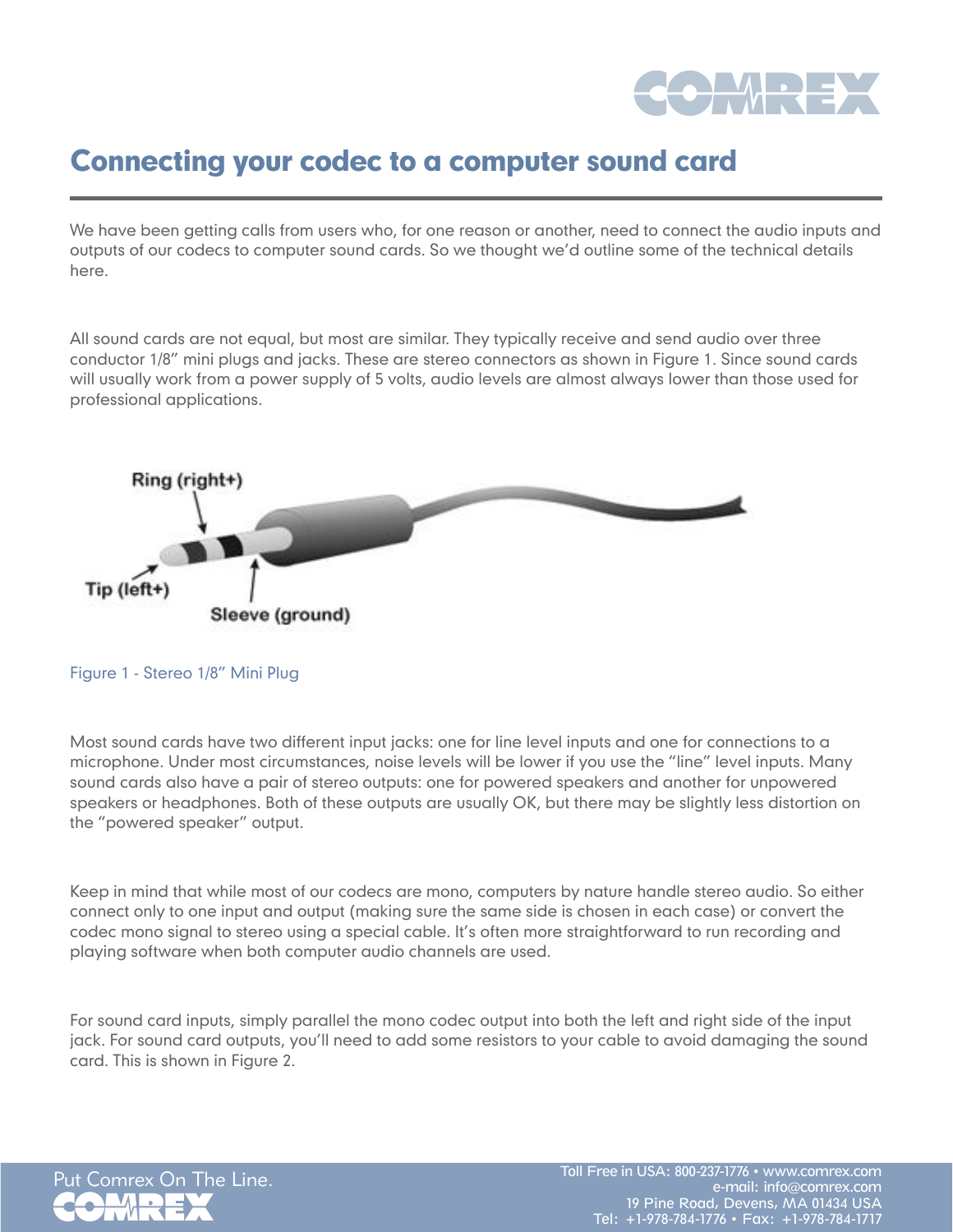# Connecting your codec to a computer sound card

We have been getting calls from users who, for one reason or another, need to connect the audio inputs and outputs of our codecs to computer sound cards. So we thought we'd outline some of the technical details here.

All sound cards are not equal, but most are similar. They typically receive and send audio over three conductor 1/8" mini plugs and jacks. These are stereo connectors as shown in Figure 1. Since sound cards will usually work from a power supply of 5 volts, audio levels are almost always lower than those used for professional applications.

Figure 1 - Stereo 1/8" Mini Plug

Most sound cards have two different input jacks: one for line level inputs and one for connections to a microphone. Under most circumstances, noise levels will be lower if you use the "line" level inputs. Many sound cards also have a pair of stereo outputs: one for powered speakers and another for unpowered speakers or headphones. Both of these outputs are usually OK, but there may be slightly less distortion on the "powered speaker" output.

Keep in mind that while most of our codecs are mono, computers by nature handle stereo audio. So either connect only to one input and output (making sure the same side is chosen in each case) or convert the codec mono signal to stereo using a special cable. It's often more straightforward to run recording and playing software when both computer audio channels are used.

For sound card inputs, simply parallel the mono codec output into both the left and right side of the input jack. For sound card outputs, you'll need to add some resistors to your cable to avoid damaging the sound card. This is shown in Figure 2.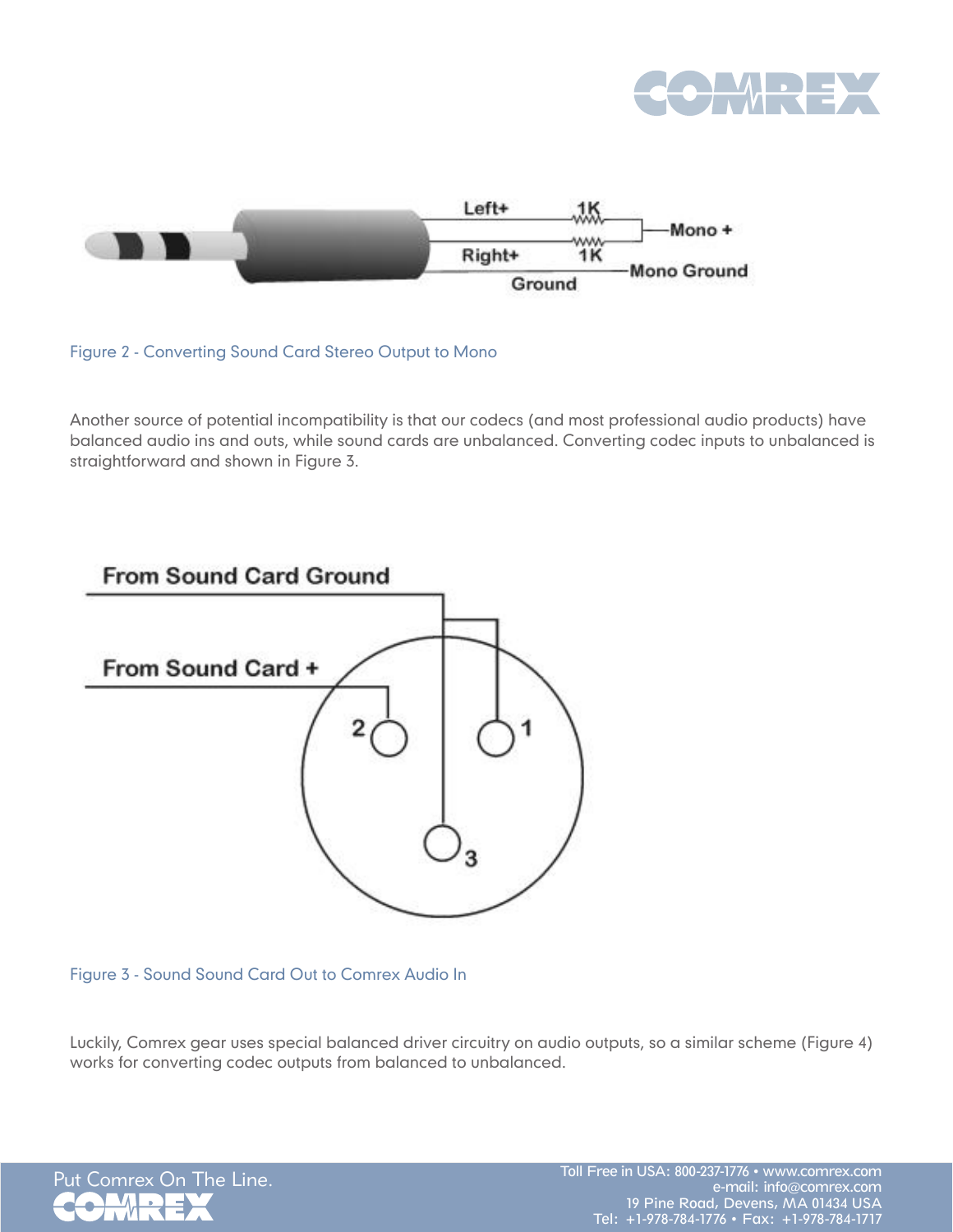Figure 2 - Converting Sound Card Stereo Output to Mono

Another source of potential incompatibility is that our codecs (and most professional audio products) have balanced audio ins and outs, while sound cards are unbalanced. Converting codec inputs to unbalanced is straightforward and shown in Figure 3.

Figure 3 - Sound Sound Card Out to Comrex Audio In

Luckily, Comrex gear uses special balanced driver circuitry on audio outputs, so a similar scheme (Figure 4) works for converting codec outputs from balanced to unbalanced.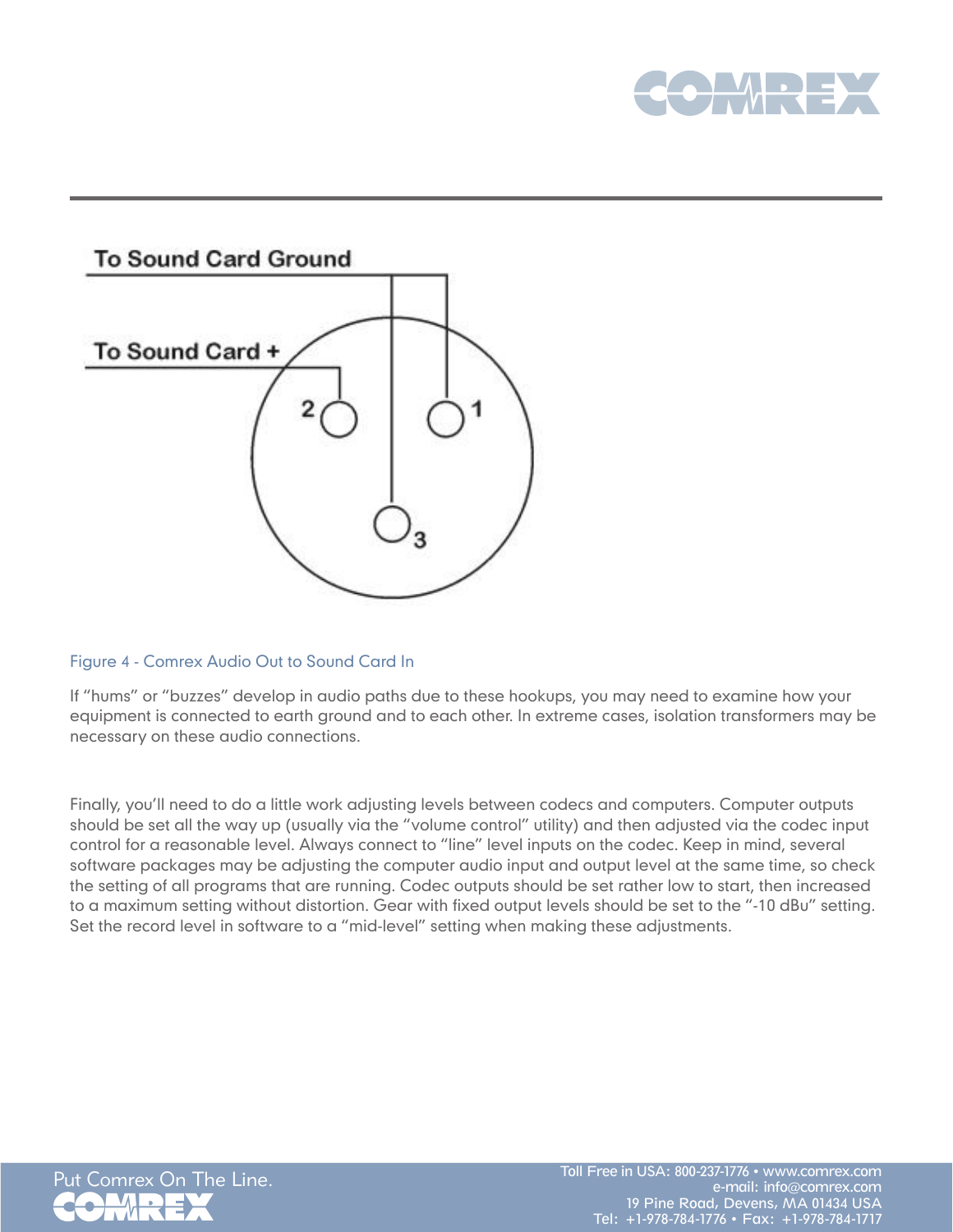To Sound Card Ground

To Sound Card +

2

1

3

Figure 4 - Comrex Audio Out to Sound Card In

If "hums" or "buzzes" develop in audio paths due to these hookups, you may need to examine how your equipment is connected to earth ground and to each other. In extreme cases, isolation transformers may be necessary on these audio connections.

Finally, you'll need to do a little work adjusting levels between codecs and computers. Computer outputs should be set all the way up (usually via the "volume control" utility) and then adjusted via the codec input control for a reasonable level. Always connect to "line" level inputs on the codec. Keep in mind, several software packages may be adjusting the computer audio input and output level at the same time, so check the setting of all programs that are running. Codec outputs should be set rather low to start, then increased to a maximum setting without distortion. Gear with fixed output levels should be set to the "-10 dBu" setting. Set the record level in software to a "mid-level" setting when making these adjustments.